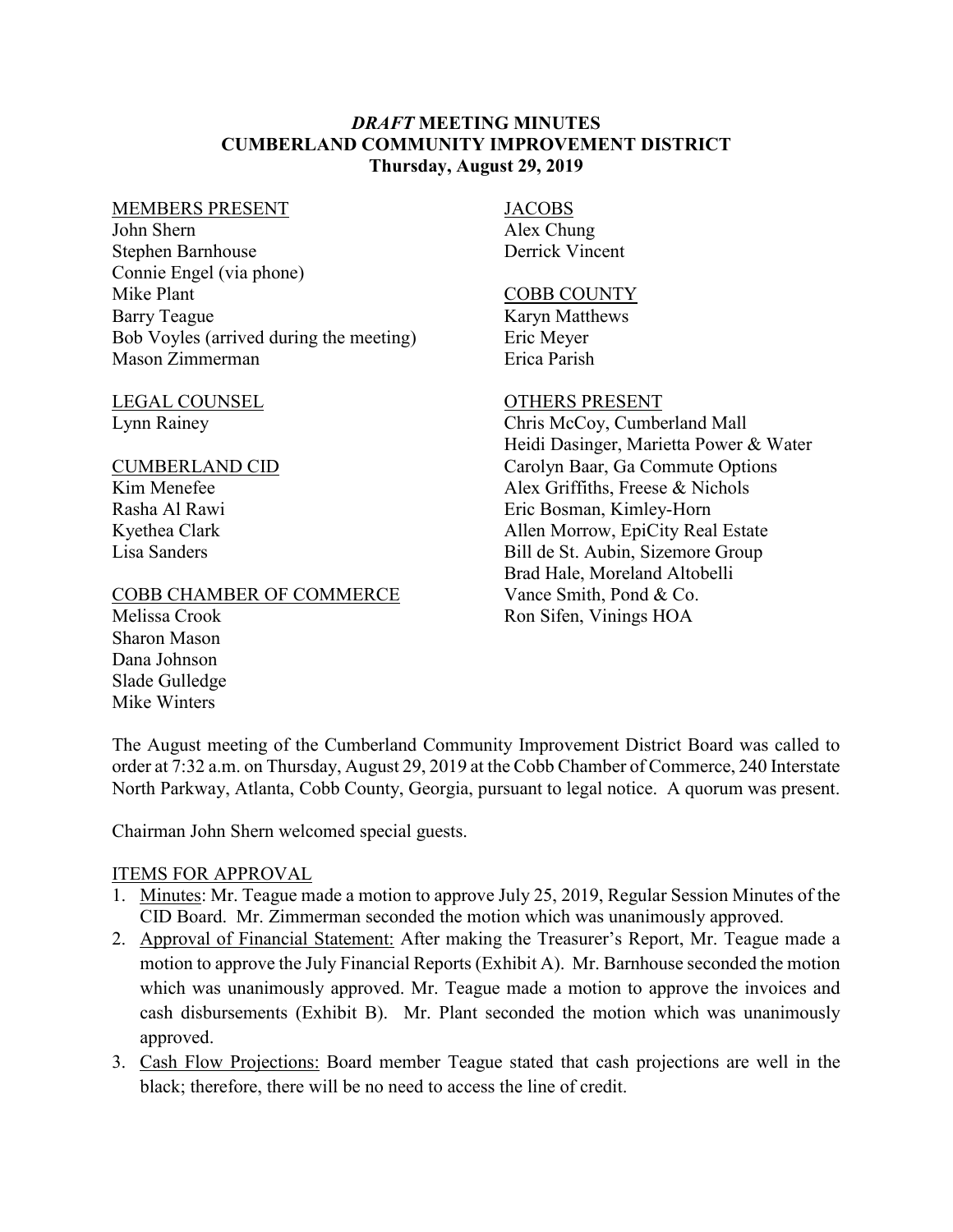# *DRAFT* MEETING MINUTES
# CUMBERLAND COMMUNITY IMPROVEMENT DISTRICT
## Thursday, August 29, 2019

MEMBERS PRESENT
John Shern
Stephen Barnhouse
Connie Engel (via phone)
Mike Plant
Barry Teague
Bob Voyles (arrived during the meeting)
Mason Zimmerman

LEGAL COUNSEL
Lynn Rainey

CUMBERLAND CID
Kim Menefee
Rasha Al Rawi
Kyethea Clark
Lisa Sanders

COBB CHAMBER OF COMMERCE
Melissa Crook
Sharon Mason
Dana Johnson
Slade Gulledge
Mike Winters

JACOBS
Alex Chung
Derrick Vincent

COBB COUNTY
Karyn Matthews
Eric Meyer
Erica Parish

OTHERS PRESENT
Chris McCoy, Cumberland Mall
Heidi Dasinger, Marietta Power & Water
Carolyn Baar, Ga Commute Options
Alex Griffiths, Freese & Nichols
Eric Bosman, Kimley-Horn
Allen Morrow, EpiCity Real Estate
Bill de St. Aubin, Sizemore Group
Brad Hale, Moreland Altobelli
Vance Smith, Pond & Co.
Ron Sifen, Vinings HOA

The August meeting of the Cumberland Community Improvement District Board was called to order at 7:32 a.m. on Thursday, August 29, 2019 at the Cobb Chamber of Commerce, 240 Interstate North Parkway, Atlanta, Cobb County, Georgia, pursuant to legal notice. A quorum was present.

Chairman John Shern welcomed special guests.

ITEMS FOR APPROVAL

1. Minutes: Mr. Teague made a motion to approve July 25, 2019, Regular Session Minutes of the CID Board. Mr. Zimmerman seconded the motion which was unanimously approved.
2. Approval of Financial Statement: After making the Treasurer's Report, Mr. Teague made a motion to approve the July Financial Reports (Exhibit A). Mr. Barnhouse seconded the motion which was unanimously approved. Mr. Teague made a motion to approve the invoices and cash disbursements (Exhibit B). Mr. Plant seconded the motion which was unanimously approved.
3. Cash Flow Projections: Board member Teague stated that cash projections are well in the black; therefore, there will be no need to access the line of credit.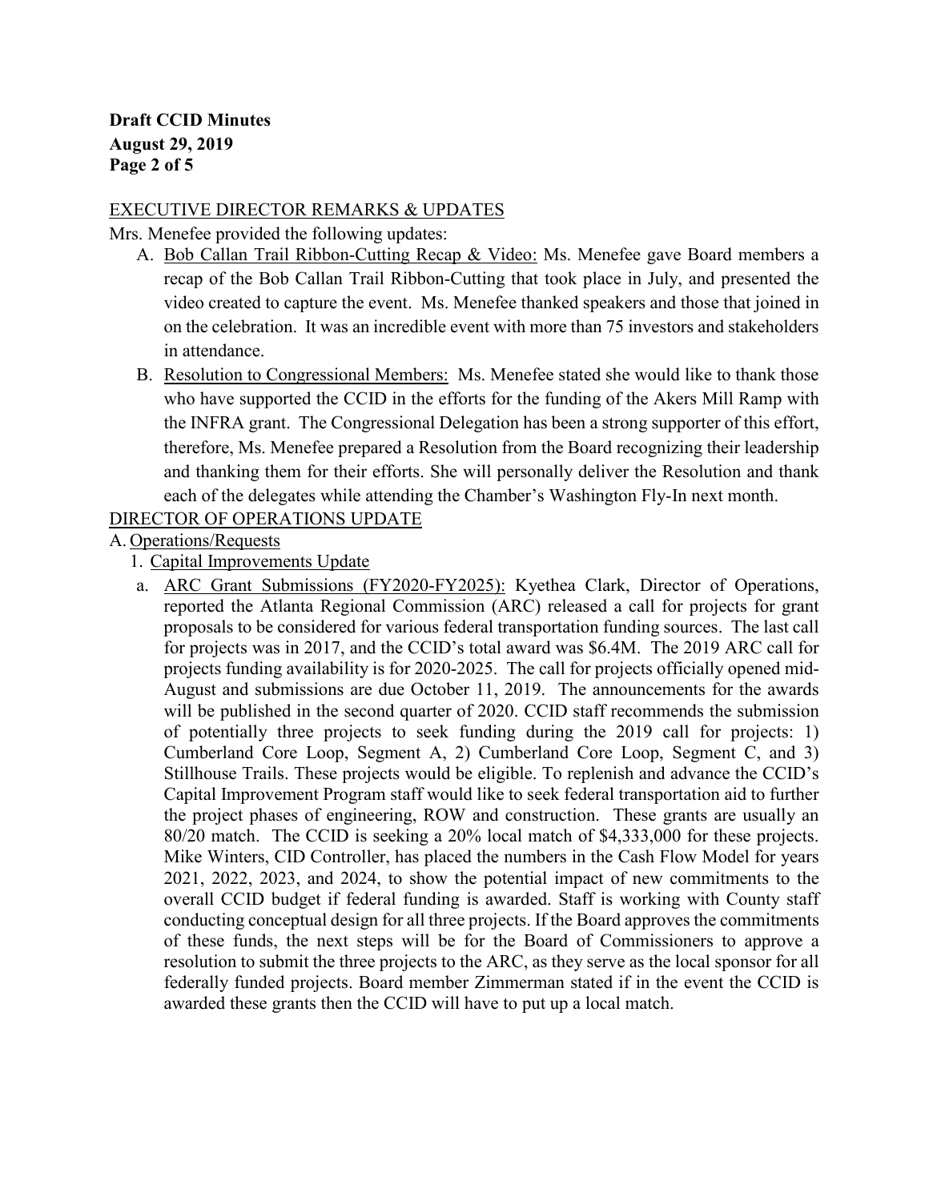EXECUTIVE DIRECTOR REMARKS & UPDATES

Mrs. Menefee provided the following updates:

A. Bob Callan Trail Ribbon-Cutting Recap & Video: Ms. Menefee gave Board members a recap of the Bob Callan Trail Ribbon-Cutting that took place in July, and presented the video created to capture the event. Ms. Menefee thanked speakers and those that joined in on the celebration. It was an incredible event with more than 75 investors and stakeholders in attendance.

B. Resolution to Congressional Members: Ms. Menefee stated she would like to thank those who have supported the CCID in the efforts for the funding of the Akers Mill Ramp with the INFRA grant. The Congressional Delegation has been a strong supporter of this effort, therefore, Ms. Menefee prepared a Resolution from the Board recognizing their leadership and thanking them for their efforts. She will personally deliver the Resolution and thank each of the delegates while attending the Chamber's Washington Fly-In next month.

DIRECTOR OF OPERATIONS UPDATE

A. Operations/Requests

1. Capital Improvements Update

a. ARC Grant Submissions (FY2020-FY2025): Kyethea Clark, Director of Operations, reported the Atlanta Regional Commission (ARC) released a call for projects for grant proposals to be considered for various federal transportation funding sources. The last call for projects was in 2017, and the CCID's total award was $6.4M. The 2019 ARC call for projects funding availability is for 2020-2025. The call for projects officially opened mid-August and submissions are due October 11, 2019. The announcements for the awards will be published in the second quarter of 2020. CCID staff recommends the submission of potentially three projects to seek funding during the 2019 call for projects: 1) Cumberland Core Loop, Segment A, 2) Cumberland Core Loop, Segment C, and 3) Stillhouse Trails. These projects would be eligible. To replenish and advance the CCID's Capital Improvement Program staff would like to seek federal transportation aid to further the project phases of engineering, ROW and construction. These grants are usually an 80/20 match. The CCID is seeking a 20% local match of $4,333,000 for these projects. Mike Winters, CID Controller, has placed the numbers in the Cash Flow Model for years 2021, 2022, 2023, and 2024, to show the potential impact of new commitments to the overall CCID budget if federal funding is awarded. Staff is working with County staff conducting conceptual design for all three projects. If the Board approves the commitments of these funds, the next steps will be for the Board of Commissioners to approve a resolution to submit the three projects to the ARC, as they serve as the local sponsor for all federally funded projects. Board member Zimmerman stated if in the event the CCID is awarded these grants then the CCID will have to put up a local match.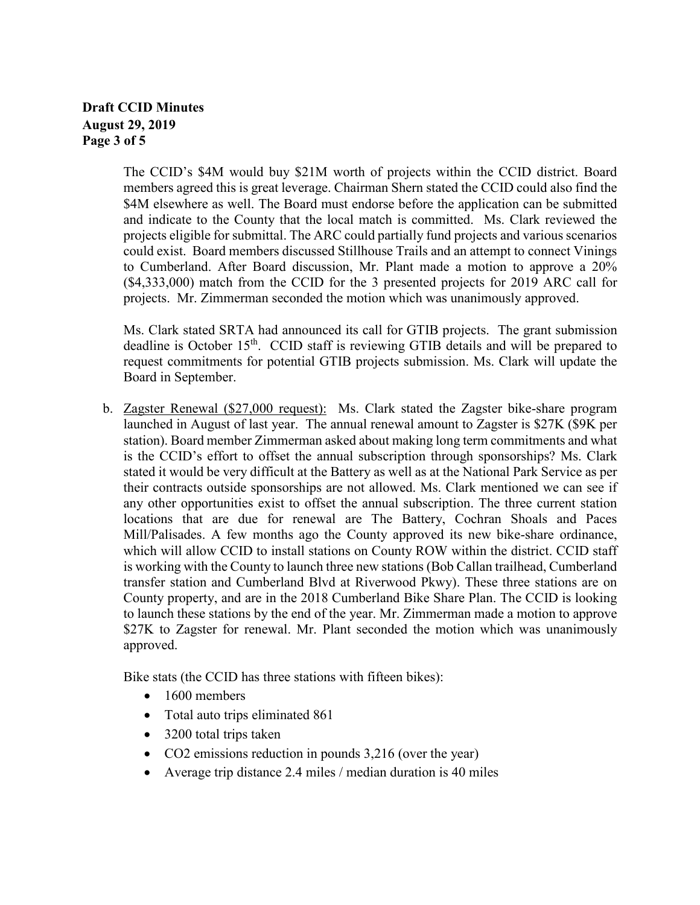The CCID's \$4M would buy \$21M worth of projects within the CCID district. Board members agreed this is great leverage. Chairman Shern stated the CCID could also find the \$4M elsewhere as well. The Board must endorse before the application can be submitted and indicate to the County that the local match is committed. Ms. Clark reviewed the projects eligible for submittal. The ARC could partially fund projects and various scenarios could exist. Board members discussed Stillhouse Trails and an attempt to connect Vinings to Cumberland. After Board discussion, Mr. Plant made a motion to approve a 20% (\$4,333,000) match from the CCID for the 3 presented projects for 2019 ARC call for projects. Mr. Zimmerman seconded the motion which was unanimously approved.

Ms. Clark stated SRTA had announced its call for GTIB projects. The grant submission deadline is October 15th. CCID staff is reviewing GTIB details and will be prepared to request commitments for potential GTIB projects submission. Ms. Clark will update the Board in September.

b. Zagster Renewal (\$27,000 request): Ms. Clark stated the Zagster bike-share program launched in August of last year. The annual renewal amount to Zagster is \$27K (\$9K per station). Board member Zimmerman asked about making long term commitments and what is the CCID's effort to offset the annual subscription through sponsorships? Ms. Clark stated it would be very difficult at the Battery as well as at the National Park Service as per their contracts outside sponsorships are not allowed. Ms. Clark mentioned we can see if any other opportunities exist to offset the annual subscription. The three current station locations that are due for renewal are The Battery, Cochran Shoals and Paces Mill/Palisades. A few months ago the County approved its new bike-share ordinance, which will allow CCID to install stations on County ROW within the district. CCID staff is working with the County to launch three new stations (Bob Callan trailhead, Cumberland transfer station and Cumberland Blvd at Riverwood Pkwy). These three stations are on County property, and are in the 2018 Cumberland Bike Share Plan. The CCID is looking to launch these stations by the end of the year. Mr. Zimmerman made a motion to approve \$27K to Zagster for renewal. Mr. Plant seconded the motion which was unanimously approved.

Bike stats (the CCID has three stations with fifteen bikes):

- 1600 members
- Total auto trips eliminated 861
- 3200 total trips taken
- $CO_2$ emissions reduction in pounds 3,216 (over the year)
- Average trip distance 2.4 miles / median duration is 40 miles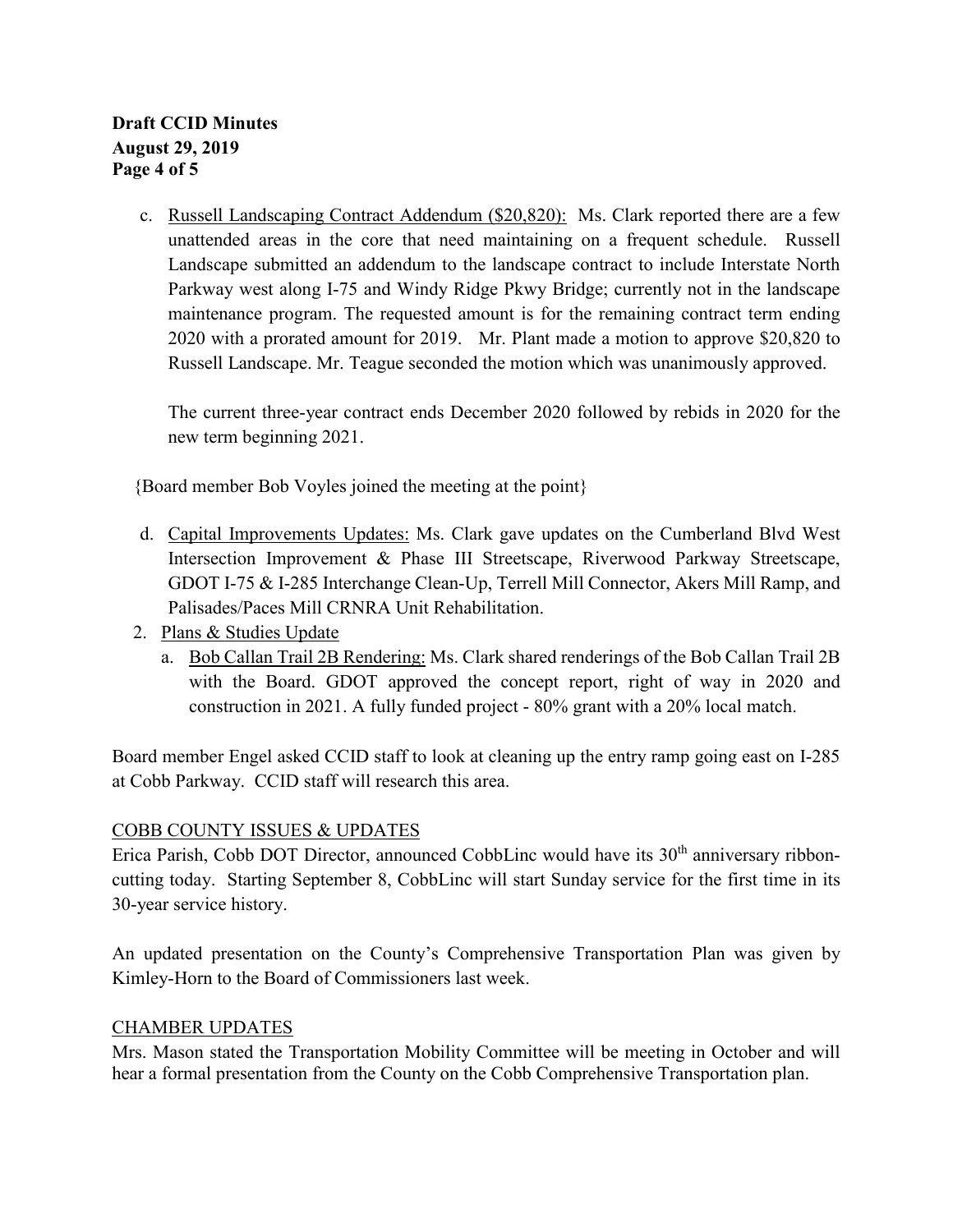c. Russell Landscaping Contract Addendum ($20,820): Ms. Clark reported there are a few unattended areas in the core that need maintaining on a frequent schedule. Russell Landscape submitted an addendum to the landscape contract to include Interstate North Parkway west along I-75 and Windy Ridge Pkwy Bridge; currently not in the landscape maintenance program. The requested amount is for the remaining contract term ending 2020 with a prorated amount for 2019. Mr. Plant made a motion to approve $20,820 to Russell Landscape. Mr. Teague seconded the motion which was unanimously approved.

   The current three-year contract ends December 2020 followed by rebids in 2020 for the new term beginning 2021.

{Board member Bob Voyles joined the meeting at the point}

d. Capital Improvements Updates: Ms. Clark gave updates on the Cumberland Blvd West Intersection Improvement & Phase III Streetscape, Riverwood Parkway Streetscape, GDOT I-75 & I-285 Interchange Clean-Up, Terrell Mill Connector, Akers Mill Ramp, and Palisades/Paces Mill CRNRA Unit Rehabilitation.

2. Plans & Studies Update
   a. Bob Callan Trail 2B Rendering: Ms. Clark shared renderings of the Bob Callan Trail 2B with the Board. GDOT approved the concept report, right of way in 2020 and construction in 2021. A fully funded project - 80% grant with a 20% local match.

Board member Engel asked CCID staff to look at cleaning up the entry ramp going east on I-285 at Cobb Parkway. CCID staff will research this area.

COBB COUNTY ISSUES & UPDATES

Erica Parish, Cobb DOT Director, announced CobbLinc would have its 30th anniversary ribbon-cutting today. Starting September 8, CobbLinc will start Sunday service for the first time in its 30-year service history.

An updated presentation on the County's Comprehensive Transportation Plan was given by Kimley-Horn to the Board of Commissioners last week.

CHAMBER UPDATES

Mrs. Mason stated the Transportation Mobility Committee will be meeting in October and will hear a formal presentation from the County on the Cobb Comprehensive Transportation plan.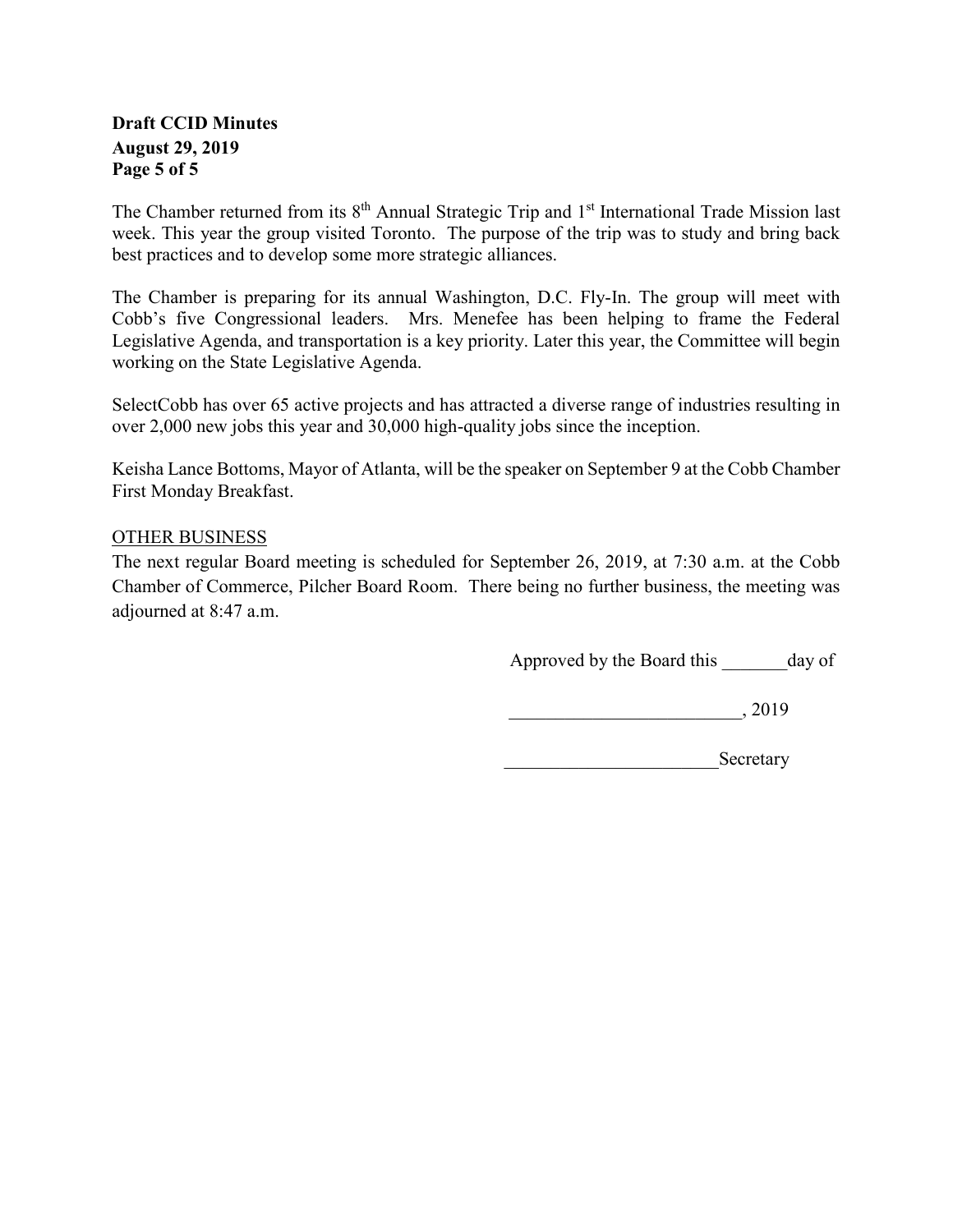The Chamber returned from its 8th Annual Strategic Trip and 1st International Trade Mission last week. This year the group visited Toronto. The purpose of the trip was to study and bring back best practices and to develop some more strategic alliances.

The Chamber is preparing for its annual Washington, D.C. Fly-In. The group will meet with Cobb's five Congressional leaders. Mrs. Menefee has been helping to frame the Federal Legislative Agenda, and transportation is a key priority. Later this year, the Committee will begin working on the State Legislative Agenda.

SelectCobb has over 65 active projects and has attracted a diverse range of industries resulting in over 2,000 new jobs this year and 30,000 high-quality jobs since the inception.

Keisha Lance Bottoms, Mayor of Atlanta, will be the speaker on September 9 at the Cobb Chamber First Monday Breakfast.

OTHER BUSINESS

The next regular Board meeting is scheduled for September 26, 2019, at 7:30 a.m. at the Cobb Chamber of Commerce, Pilcher Board Room. There being no further business, the meeting was adjourned at 8:47 a.m.

Approved by the Board this _______day of

_________________________, 2019

_______________________Secretary